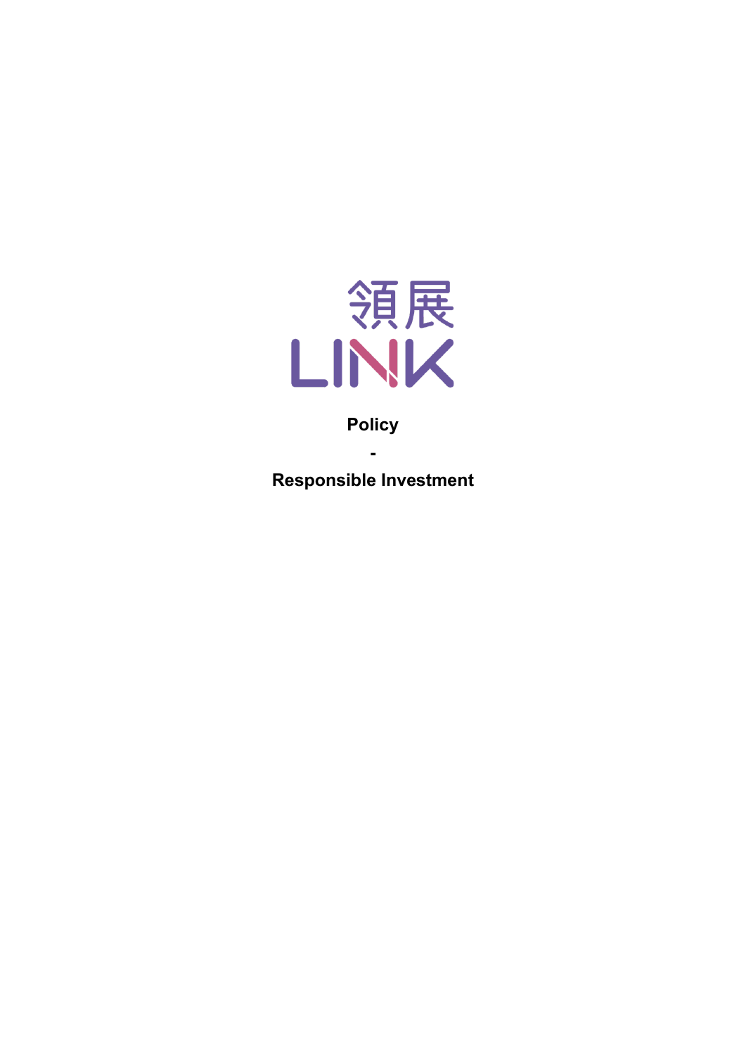領展

LINK

**Policy**

**-**

**Responsible Investment**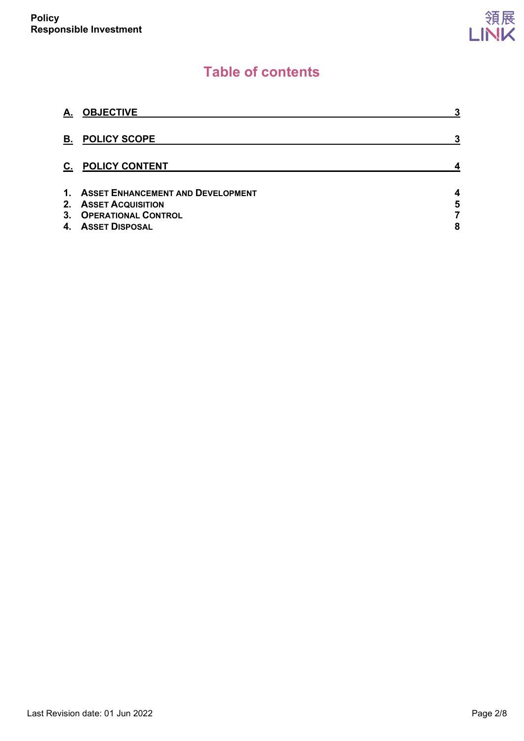# Table of contents

| | |
|---|---|
| **A. OBJECTIVE** | **3** |
| **B. POLICY SCOPE** | **3** |
| **C. POLICY CONTENT** | **4** |
| **1. ASSET ENHANCEMENT AND DEVELOPMENT** | **4** |
| **2. ASSET ACQUISITION** | **5** |
| **3. OPERATIONAL CONTROL** | **7** |
| **4. ASSET DISPOSAL** | **8** |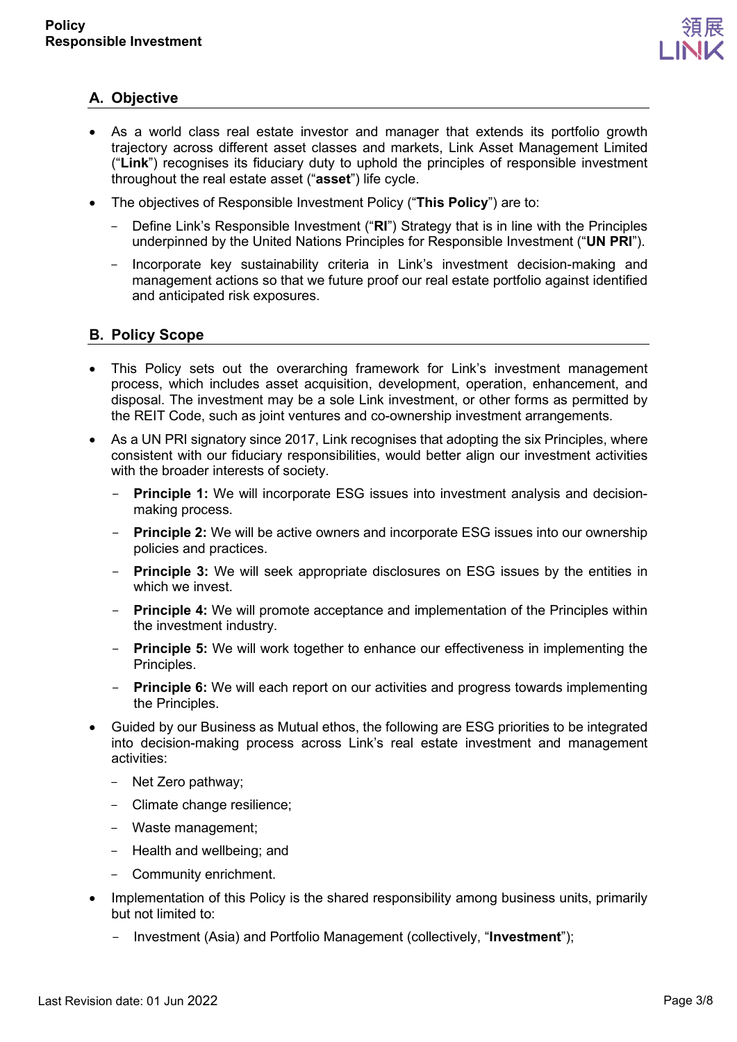## A. Objective

- As a world class real estate investor and manager that extends its portfolio growth trajectory across different asset classes and markets, Link Asset Management Limited ("**Link**") recognises its fiduciary duty to uphold the principles of responsible investment throughout the real estate asset ("**asset**") life cycle.
- The objectives of Responsible Investment Policy ("**This Policy**") are to:
  - Define Link's Responsible Investment ("**RI**") Strategy that is in line with the Principles underpinned by the United Nations Principles for Responsible Investment ("**UN PRI**").
  - Incorporate key sustainability criteria in Link's investment decision-making and management actions so that we future proof our real estate portfolio against identified and anticipated risk exposures.

## B. Policy Scope

- This Policy sets out the overarching framework for Link's investment management process, which includes asset acquisition, development, operation, enhancement, and disposal. The investment may be a sole Link investment, or other forms as permitted by the REIT Code, such as joint ventures and co-ownership investment arrangements.
- As a UN PRI signatory since 2017, Link recognises that adopting the six Principles, where consistent with our fiduciary responsibilities, would better align our investment activities with the broader interests of society.
  - **Principle 1:** We will incorporate ESG issues into investment analysis and decision-making process.
  - **Principle 2:** We will be active owners and incorporate ESG issues into our ownership policies and practices.
  - **Principle 3:** We will seek appropriate disclosures on ESG issues by the entities in which we invest.
  - **Principle 4:** We will promote acceptance and implementation of the Principles within the investment industry.
  - **Principle 5:** We will work together to enhance our effectiveness in implementing the Principles.
  - **Principle 6:** We will each report on our activities and progress towards implementing the Principles.
- Guided by our Business as Mutual ethos, the following are ESG priorities to be integrated into decision-making process across Link's real estate investment and management activities:
  - Net Zero pathway;
  - Climate change resilience;
  - Waste management;
  - Health and wellbeing; and
  - Community enrichment.
- Implementation of this Policy is the shared responsibility among business units, primarily but not limited to:
  - Investment (Asia) and Portfolio Management (collectively, "**Investment**");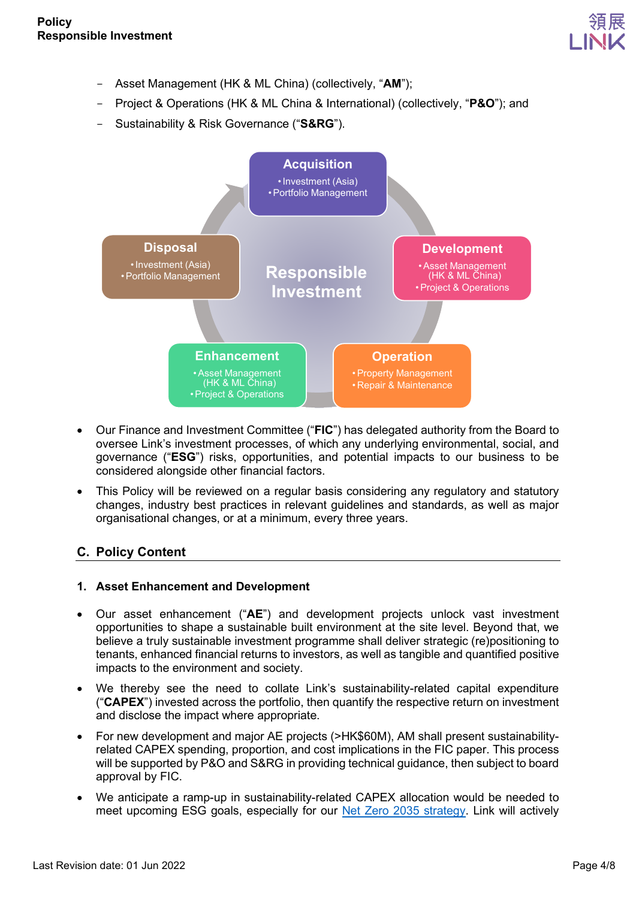- Asset Management (HK & ML China) (collectively, "**AM**");
- Project & Operations (HK & ML China & International) (collectively, "**P&O**"); and
- Sustainability & Risk Governance ("**S&RG**").

**Responsible Investment**

**Acquisition**
- Investment (Asia)
- Portfolio Management

**Development**
- Asset Management (HK & ML China)
- Project & Operations

**Operation**
- Property Management
- Repair & Maintenance

**Enhancement**
- Asset Management (HK & ML China)
- Project & Operations

**Disposal**
- Investment (Asia)
- Portfolio Management

- Our Finance and Investment Committee ("**FIC**") has delegated authority from the Board to oversee Link's investment processes, of which any underlying environmental, social, and governance ("**ESG**") risks, opportunities, and potential impacts to our business to be considered alongside other financial factors.
- This Policy will be reviewed on a regular basis considering any regulatory and statutory changes, industry best practices in relevant guidelines and standards, as well as major organisational changes, or at a minimum, every three years.

## C. Policy Content

### 1. Asset Enhancement and Development

- Our asset enhancement ("**AE**") and development projects unlock vast investment opportunities to shape a sustainable built environment at the site level. Beyond that, we believe a truly sustainable investment programme shall deliver strategic (re)positioning to tenants, enhanced financial returns to investors, as well as tangible and quantified positive impacts to the environment and society.
- We thereby see the need to collate Link's sustainability-related capital expenditure ("**CAPEX**") invested across the portfolio, then quantify the respective return on investment and disclose the impact where appropriate.
- For new development and major AE projects (>HK$60M), AM shall present sustainability-related CAPEX spending, proportion, and cost implications in the FIC paper. This process will be supported by P&O and S&RG in providing technical guidance, then subject to board approval by FIC.
- We anticipate a ramp-up in sustainability-related CAPEX allocation would be needed to meet upcoming ESG goals, especially for our Net Zero 2035 strategy. Link will actively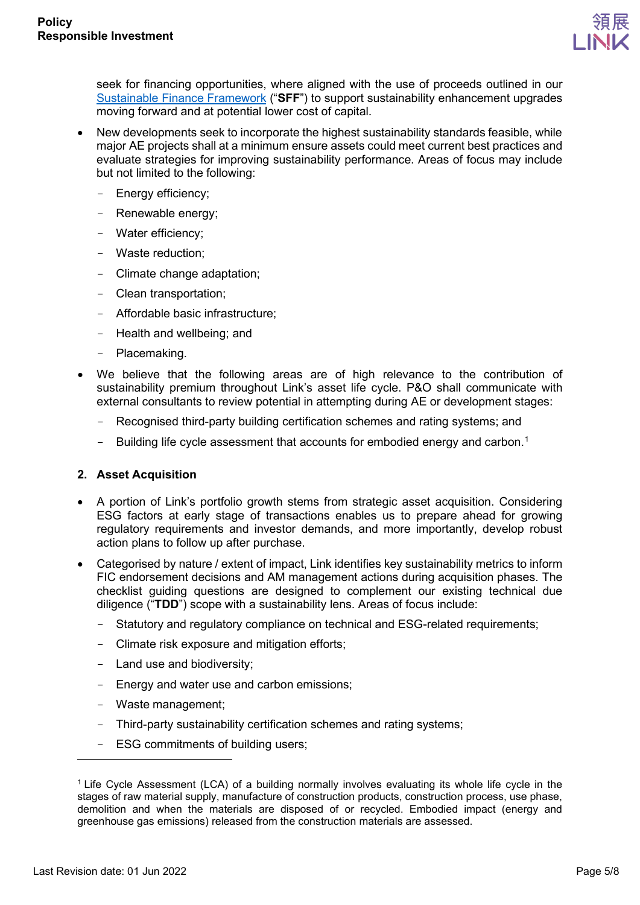seek for financing opportunities, where aligned with the use of proceeds outlined in our Sustainable Finance Framework ("**SFF**") to support sustainability enhancement upgrades moving forward and at potential lower cost of capital.

- New developments seek to incorporate the highest sustainability standards feasible, while major AE projects shall at a minimum ensure assets could meet current best practices and evaluate strategies for improving sustainability performance. Areas of focus may include but not limited to the following:
  - Energy efficiency;
  - Renewable energy;
  - Water efficiency;
  - Waste reduction;
  - Climate change adaptation;
  - Clean transportation;
  - Affordable basic infrastructure;
  - Health and wellbeing; and
  - Placemaking.
- We believe that the following areas are of high relevance to the contribution of sustainability premium throughout Link's asset life cycle. P&O shall communicate with external consultants to review potential in attempting during AE or development stages:
  - Recognised third-party building certification schemes and rating systems; and
  - Building life cycle assessment that accounts for embodied energy and carbon.[1]

**2. Asset Acquisition**

- A portion of Link's portfolio growth stems from strategic asset acquisition. Considering ESG factors at early stage of transactions enables us to prepare ahead for growing regulatory requirements and investor demands, and more importantly, develop robust action plans to follow up after purchase.
- Categorised by nature / extent of impact, Link identifies key sustainability metrics to inform FIC endorsement decisions and AM management actions during acquisition phases. The checklist guiding questions are designed to complement our existing technical due diligence ("**TDD**") scope with a sustainability lens. Areas of focus include:
  - Statutory and regulatory compliance on technical and ESG-related requirements;
  - Climate risk exposure and mitigation efforts;
  - Land use and biodiversity;
  - Energy and water use and carbon emissions;
  - Waste management;
  - Third-party sustainability certification schemes and rating systems;
  - ESG commitments of building users;

---

[1] Life Cycle Assessment (LCA) of a building normally involves evaluating its whole life cycle in the stages of raw material supply, manufacture of construction products, construction process, use phase, demolition and when the materials are disposed of or recycled. Embodied impact (energy and greenhouse gas emissions) released from the construction materials are assessed.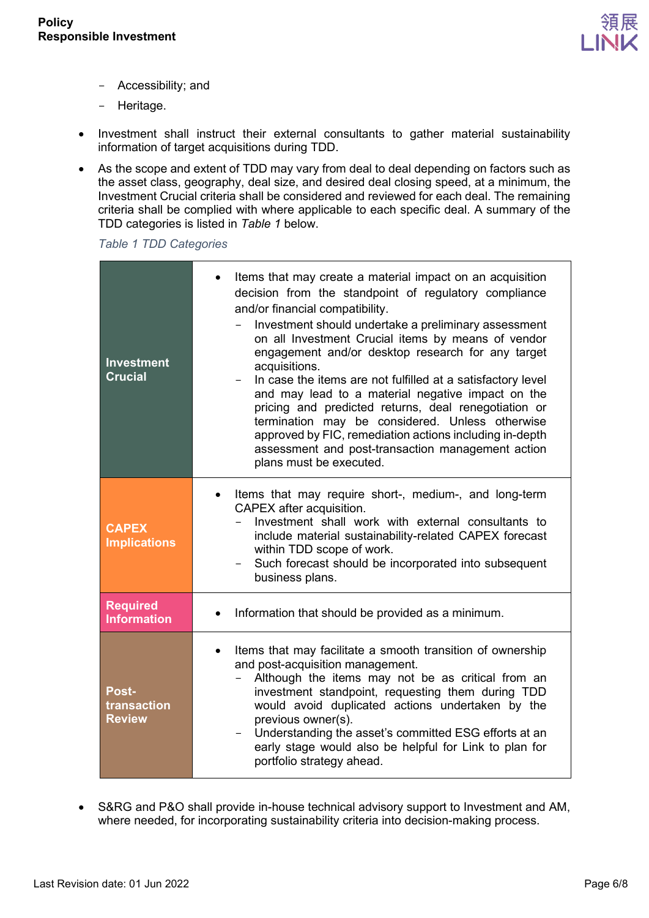- Accessibility; and
  - Heritage.

- Investment shall instruct their external consultants to gather material sustainability information of target acquisitions during TDD.
- As the scope and extent of TDD may vary from deal to deal depending on factors such as the asset class, geography, deal size, and desired deal closing speed, at a minimum, the Investment Crucial criteria shall be considered and reviewed for each deal. The remaining criteria shall be complied with where applicable to each specific deal. A summary of the TDD categories is listed in *Table 1* below.

*Table 1 TDD Categories*

| | |
|---|---|
| **Investment Crucial** | • Items that may create a material impact on an acquisition decision from the standpoint of regulatory compliance and/or financial compatibility.<br>– Investment should undertake a preliminary assessment on all Investment Crucial items by means of vendor engagement and/or desktop research for any target acquisitions.<br>– In case the items are not fulfilled at a satisfactory level and may lead to a material negative impact on the pricing and predicted returns, deal renegotiation or termination may be considered. Unless otherwise approved by FIC, remediation actions including in-depth assessment and post-transaction management action plans must be executed. |
| **CAPEX Implications** | • Items that may require short-, medium-, and long-term CAPEX after acquisition.<br>– Investment shall work with external consultants to include material sustainability-related CAPEX forecast within TDD scope of work.<br>– Such forecast should be incorporated into subsequent business plans. |
| **Required Information** | • Information that should be provided as a minimum. |
| **Post-transaction Review** | • Items that may facilitate a smooth transition of ownership and post-acquisition management.<br>– Although the items may not be as critical from an investment standpoint, requesting them during TDD would avoid duplicated actions undertaken by the previous owner(s).<br>– Understanding the asset's committed ESG efforts at an early stage would also be helpful for Link to plan for portfolio strategy ahead. |

- S&RG and P&O shall provide in-house technical advisory support to Investment and AM, where needed, for incorporating sustainability criteria into decision-making process.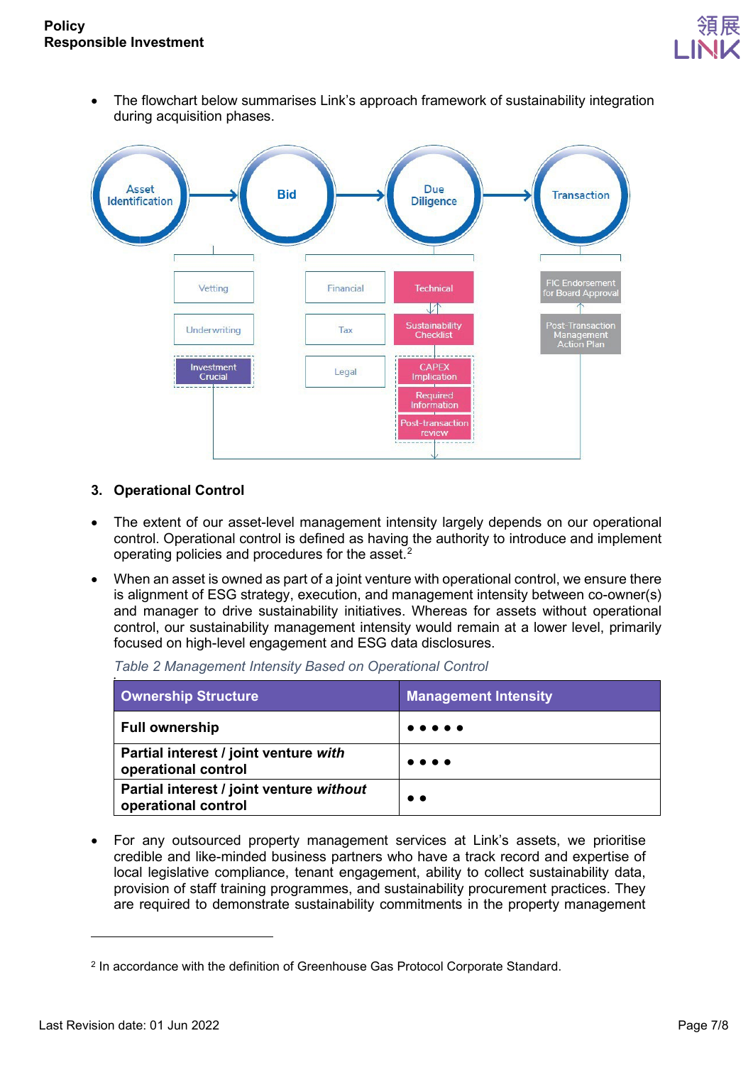- The flowchart below summarises Link's approach framework of sustainability integration during acquisition phases.

Asset Identification → Bid → Due Diligence → Transaction

Vetting
Underwriting
Investment Crucial

Financial
Tax
Legal

Technical
Sustainability Checklist
CAPEX Implication
Required Information
Post-transaction review

FIC Endorsement for Board Approval
Post-Transaction Management Action Plan

## 3. Operational Control

- The extent of our asset-level management intensity largely depends on our operational control. Operational control is defined as having the authority to introduce and implement operating policies and procedures for the asset.[2]
- When an asset is owned as part of a joint venture with operational control, we ensure there is alignment of ESG strategy, execution, and management intensity between co-owner(s) and manager to drive sustainability initiatives. Whereas for assets without operational control, our sustainability management intensity would remain at a lower level, primarily focused on high-level engagement and ESG data disclosures.

*Table 2 Management Intensity Based on Operational Control*

| Ownership Structure | Management Intensity |
|---|---|
| **Full ownership** | ● ● ● ● ● |
| **Partial interest / joint venture *with* operational control** | ● ● ● ● |
| **Partial interest / joint venture *without* operational control** | ● ● |

- For any outsourced property management services at Link's assets, we prioritise credible and like-minded business partners who have a track record and expertise of local legislative compliance, tenant engagement, ability to collect sustainability data, provision of staff training programmes, and sustainability procurement practices. They are required to demonstrate sustainability commitments in the property management

[2] In accordance with the definition of Greenhouse Gas Protocol Corporate Standard.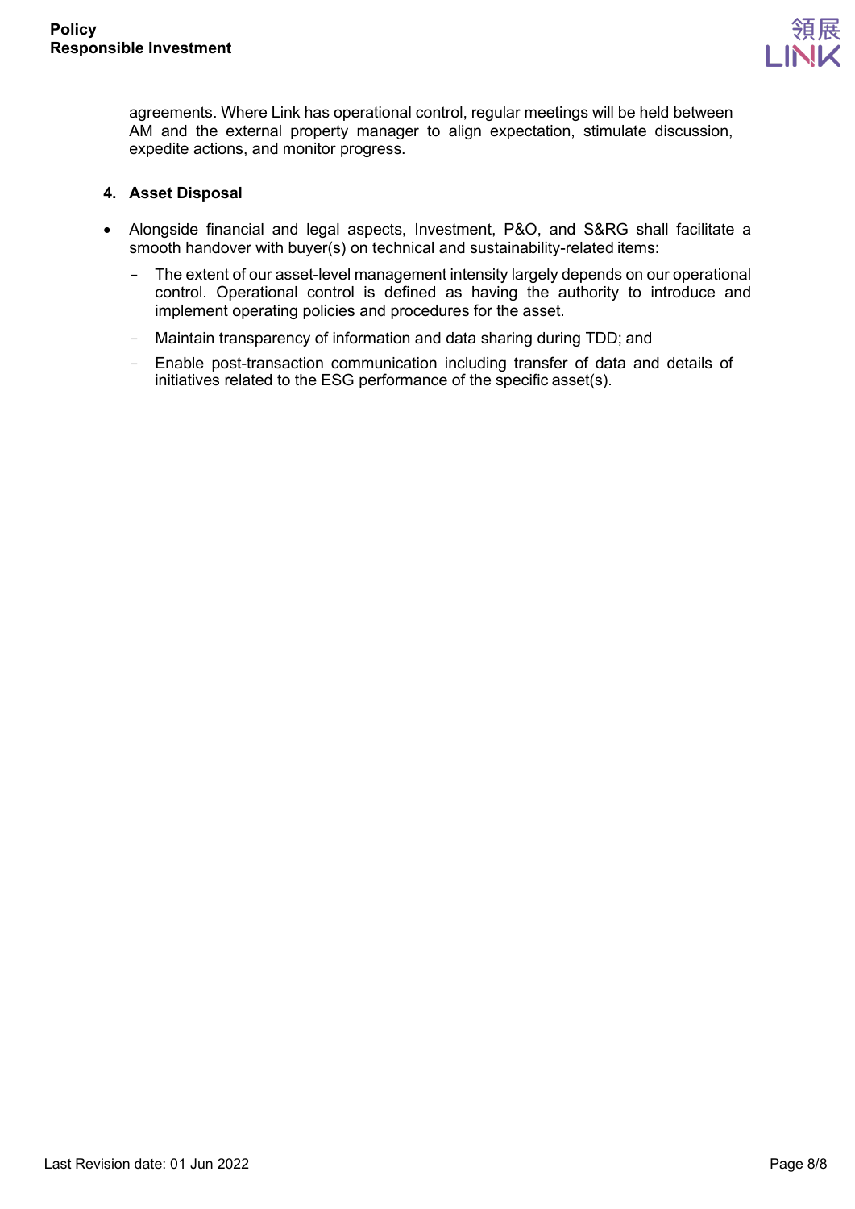agreements. Where Link has operational control, regular meetings will be held between AM and the external property manager to align expectation, stimulate discussion, expedite actions, and monitor progress.

**4. Asset Disposal**

- Alongside financial and legal aspects, Investment, P&O, and S&RG shall facilitate a smooth handover with buyer(s) on technical and sustainability-related items:
  - The extent of our asset-level management intensity largely depends on our operational control. Operational control is defined as having the authority to introduce and implement operating policies and procedures for the asset.
  - Maintain transparency of information and data sharing during TDD; and
  - Enable post-transaction communication including transfer of data and details of initiatives related to the ESG performance of the specific asset(s).